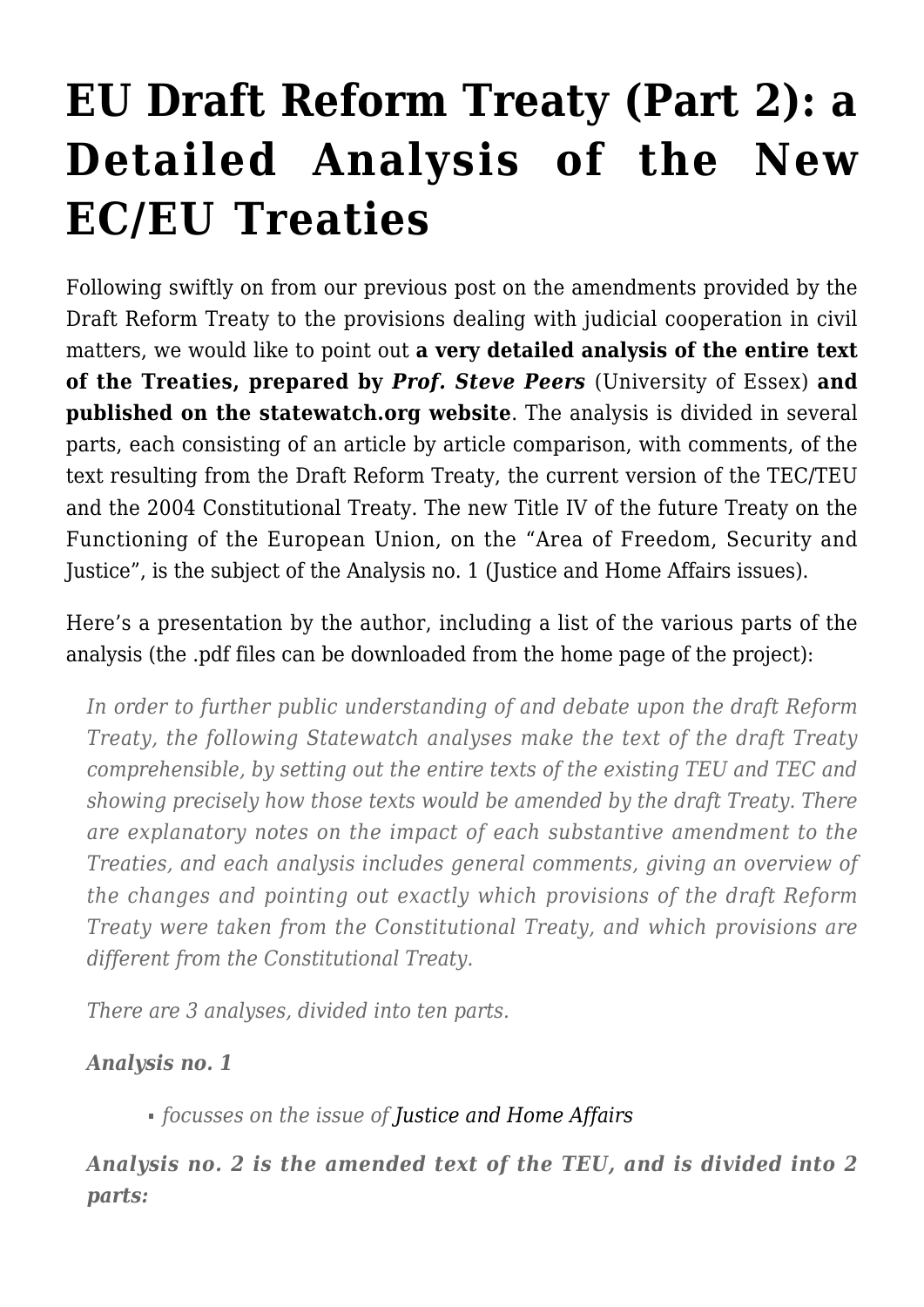# EU Draft Reform Treaty (Part 2): a Detailed Analysis of the New EC/EU Treaties

Following swiftly on from our previous post on the amendments provided by the Draft Reform Treaty to the provisions dealing with judicial cooperation in civil matters, we would like to point out **a very detailed analysis of the entire text of the Treaties, prepared by *Prof. Steve Peers*** (University of Essex) **and published on the statewatch.org website**. The analysis is divided in several parts, each consisting of an article by article comparison, with comments, of the text resulting from the Draft Reform Treaty, the current version of the TEC/TEU and the 2004 Constitutional Treaty. The new Title IV of the future Treaty on the Functioning of the European Union, on the "Area of Freedom, Security and Justice", is the subject of the Analysis no. 1 (Justice and Home Affairs issues).

Here's a presentation by the author, including a list of the various parts of the analysis (the .pdf files can be downloaded from the home page of the project):

> *In order to further public understanding of and debate upon the draft Reform Treaty, the following Statewatch analyses make the text of the draft Treaty comprehensible, by setting out the entire texts of the existing TEU and TEC and showing precisely how those texts would be amended by the draft Treaty. There are explanatory notes on the impact of each substantive amendment to the Treaties, and each analysis includes general comments, giving an overview of the changes and pointing out exactly which provisions of the draft Reform Treaty were taken from the Constitutional Treaty, and which provisions are different from the Constitutional Treaty.*
>
> *There are 3 analyses, divided into ten parts.*
>
> ***Analysis no. 1***
>
> - *focusses on the issue of Justice and Home Affairs*
>
> ***Analysis no. 2 is the amended text of the TEU, and is divided into 2 parts:***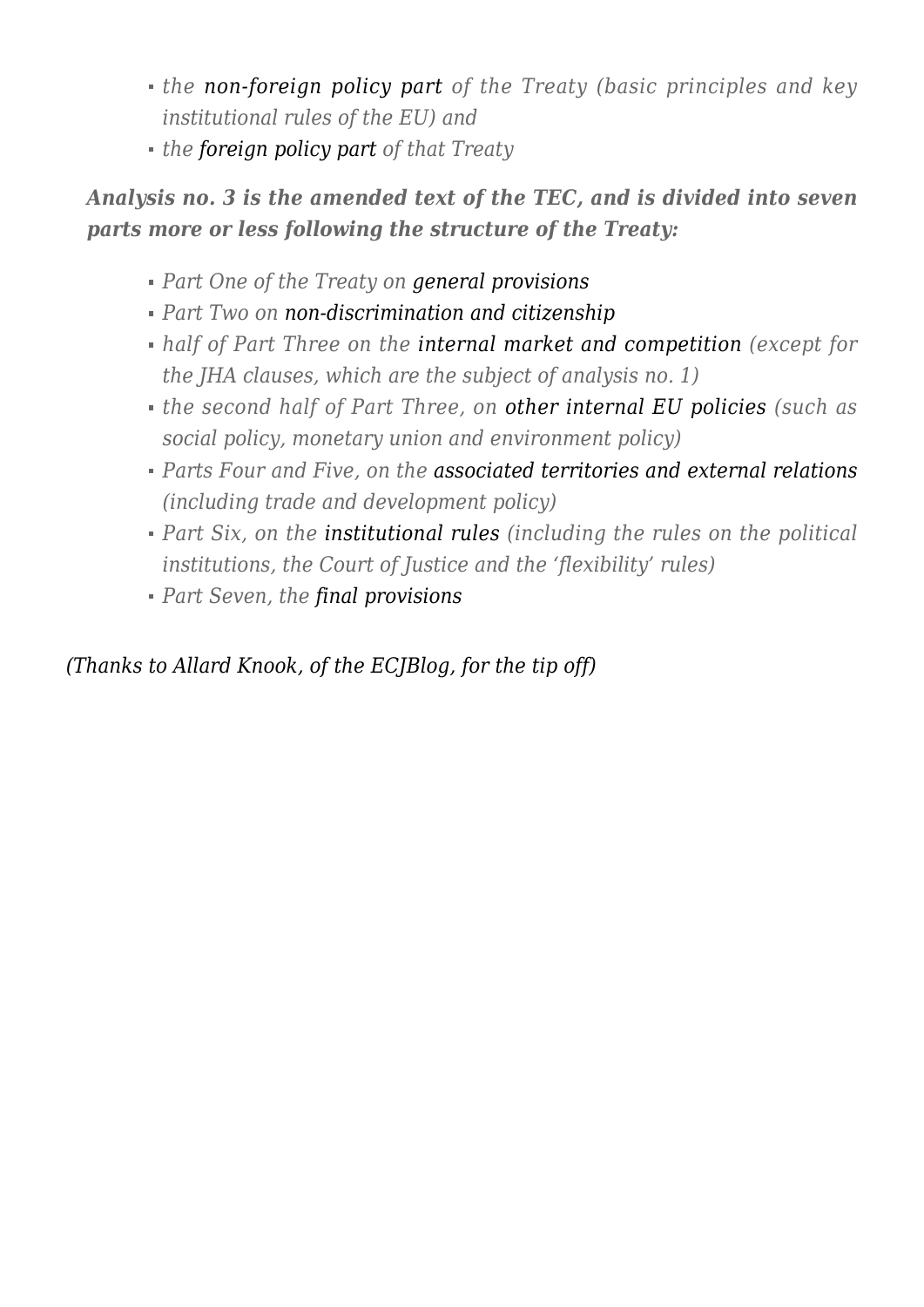- *the non-foreign policy part of the Treaty (basic principles and key institutional rules of the EU) and*
- *the foreign policy part of that Treaty*

***Analysis no. 3 is the amended text of the TEC, and is divided into seven parts more or less following the structure of the Treaty:***

- *Part One of the Treaty on general provisions*
- *Part Two on non-discrimination and citizenship*
- *half of Part Three on the internal market and competition (except for the JHA clauses, which are the subject of analysis no. 1)*
- *the second half of Part Three, on other internal EU policies (such as social policy, monetary union and environment policy)*
- *Parts Four and Five, on the associated territories and external relations (including trade and development policy)*
- *Part Six, on the institutional rules (including the rules on the political institutions, the Court of Justice and the 'flexibility' rules)*
- *Part Seven, the final provisions*

*(Thanks to Allard Knook, of the ECJBlog, for the tip off)*